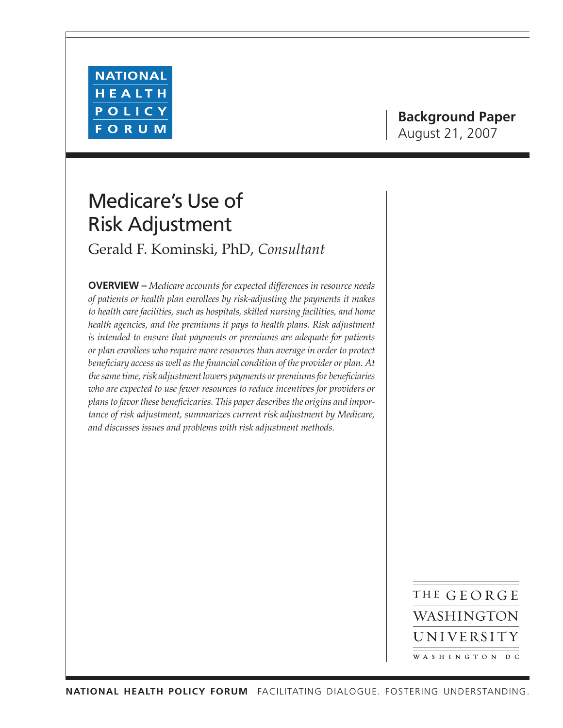NATIONAL HEALTH POLICY FORUM

**Background Paper**
August 21, 2007

# Medicare's Use of Risk Adjustment

Gerald F. Kominski, PhD, *Consultant*

**OVERVIEW –** *Medicare accounts for expected differences in resource needs of patients or health plan enrollees by risk-adjusting the payments it makes to health care facilities, such as hospitals, skilled nursing facilities, and home health agencies, and the premiums it pays to health plans. Risk adjustment is intended to ensure that payments or premiums are adequate for patients or plan enrollees who require more resources than average in order to protect beneficiary access as well as the financial condition of the provider or plan. At the same time, risk adjustment lowers payments or premiums for beneficiaries who are expected to use fewer resources to reduce incentives for providers or plans to favor these beneficiaries. This paper describes the origins and importance of risk adjustment, summarizes current risk adjustment by Medicare, and discusses issues and problems with risk adjustment methods.*

THE GEORGE WASHINGTON UNIVERSITY
WASHINGTON DC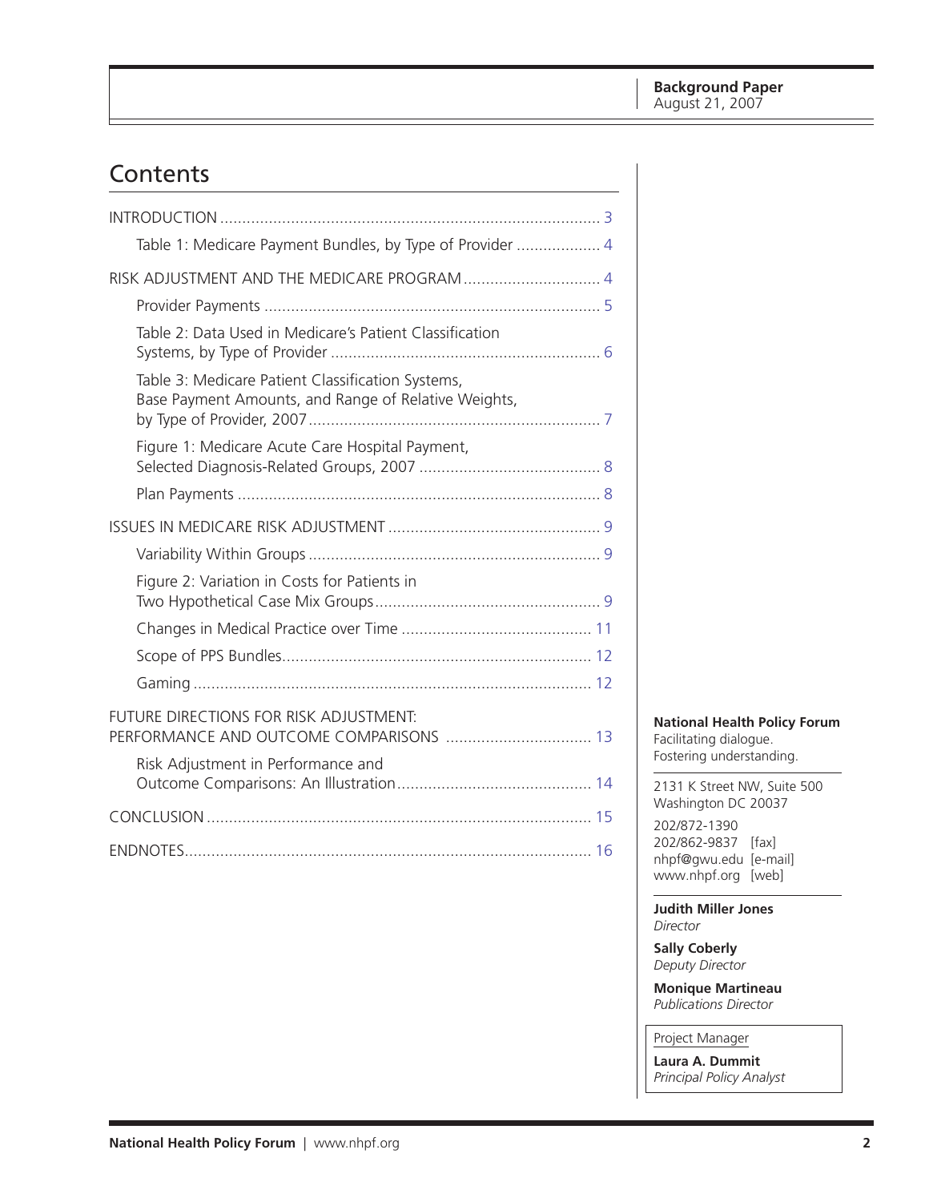**Background Paper**
August 21, 2007

## Contents

INTRODUCTION ...... 3

- Table 1: Medicare Payment Bundles, by Type of Provider ...... 4

RISK ADJUSTMENT AND THE MEDICARE PROGRAM ...... 4

- Provider Payments ...... 5
- Table 2: Data Used in Medicare's Patient Classification Systems, by Type of Provider ...... 6
- Table 3: Medicare Patient Classification Systems, Base Payment Amounts, and Range of Relative Weights, by Type of Provider, 2007 ...... 7
- Figure 1: Medicare Acute Care Hospital Payment, Selected Diagnosis-Related Groups, 2007 ...... 8
- Plan Payments ...... 8

ISSUES IN MEDICARE RISK ADJUSTMENT ...... 9

- Variability Within Groups ...... 9
- Figure 2: Variation in Costs for Patients in Two Hypothetical Case Mix Groups ...... 9
- Changes in Medical Practice over Time ...... 11
- Scope of PPS Bundles ...... 12
- Gaming ...... 12

FUTURE DIRECTIONS FOR RISK ADJUSTMENT: PERFORMANCE AND OUTCOME COMPARISONS ...... 13

- Risk Adjustment in Performance and Outcome Comparisons: An Illustration ...... 14

CONCLUSION ...... 15

ENDNOTES ...... 16

**National Health Policy Forum**
Facilitating dialogue.
Fostering understanding.

2131 K Street NW, Suite 500
Washington DC 20037

202/872-1390
202/862-9837 [fax]
nhpf@gwu.edu [e-mail]
www.nhpf.org [web]

**Judith Miller Jones**
*Director*

**Sally Coberly**
*Deputy Director*

**Monique Martineau**
*Publications Director*

Project Manager

**Laura A. Dummit**
*Principal Policy Analyst*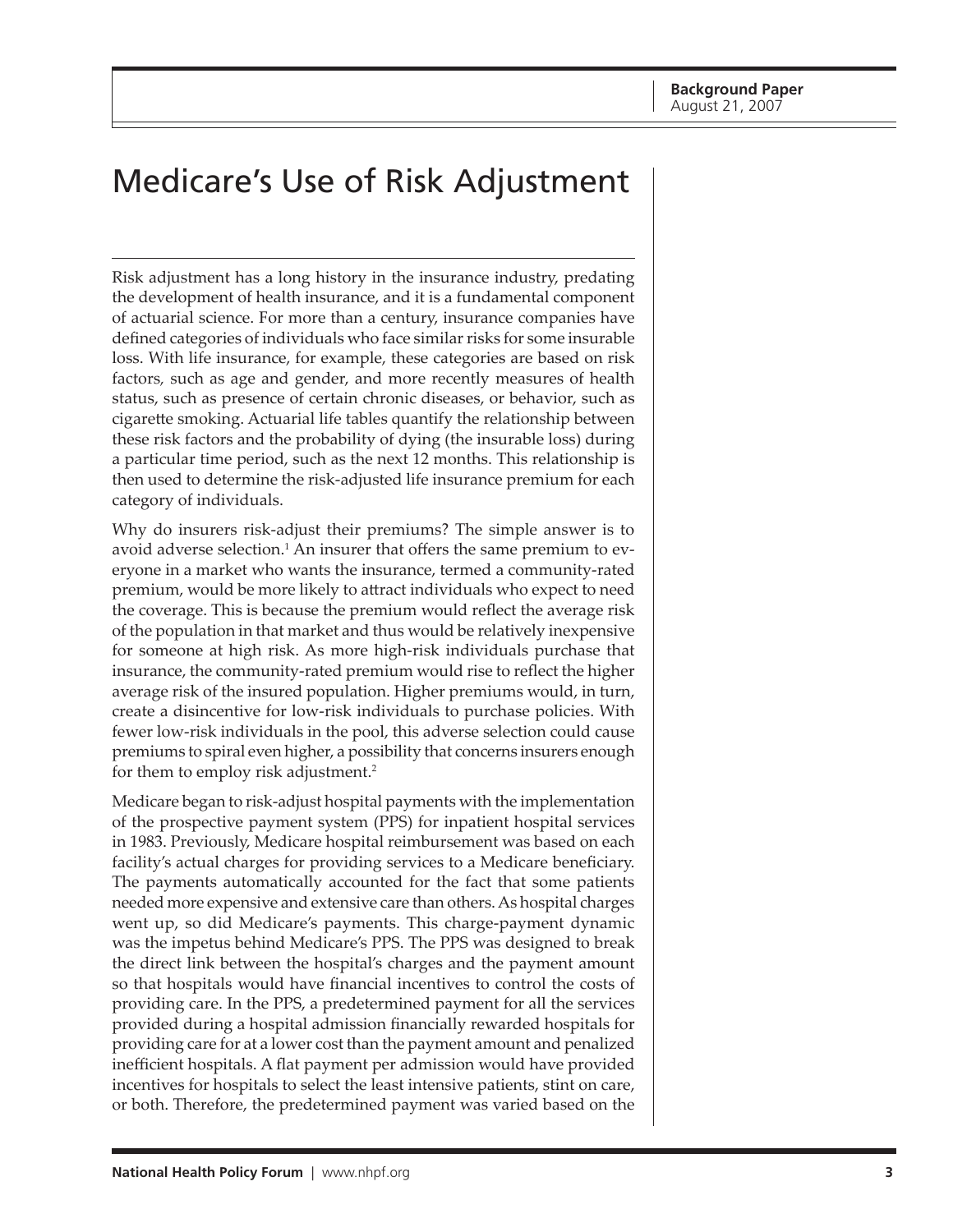# Medicare's Use of Risk Adjustment

Risk adjustment has a long history in the insurance industry, predating the development of health insurance, and it is a fundamental component of actuarial science. For more than a century, insurance companies have defined categories of individuals who face similar risks for some insurable loss. With life insurance, for example, these categories are based on risk factors, such as age and gender, and more recently measures of health status, such as presence of certain chronic diseases, or behavior, such as cigarette smoking. Actuarial life tables quantify the relationship between these risk factors and the probability of dying (the insurable loss) during a particular time period, such as the next 12 months. This relationship is then used to determine the risk-adjusted life insurance premium for each category of individuals.

Why do insurers risk-adjust their premiums? The simple answer is to avoid adverse selection.[1] An insurer that offers the same premium to everyone in a market who wants the insurance, termed a community-rated premium, would be more likely to attract individuals who expect to need the coverage. This is because the premium would reflect the average risk of the population in that market and thus would be relatively inexpensive for someone at high risk. As more high-risk individuals purchase that insurance, the community-rated premium would rise to reflect the higher average risk of the insured population. Higher premiums would, in turn, create a disincentive for low-risk individuals to purchase policies. With fewer low-risk individuals in the pool, this adverse selection could cause premiums to spiral even higher, a possibility that concerns insurers enough for them to employ risk adjustment.[2]

Medicare began to risk-adjust hospital payments with the implementation of the prospective payment system (PPS) for inpatient hospital services in 1983. Previously, Medicare hospital reimbursement was based on each facility's actual charges for providing services to a Medicare beneficiary. The payments automatically accounted for the fact that some patients needed more expensive and extensive care than others. As hospital charges went up, so did Medicare's payments. This charge-payment dynamic was the impetus behind Medicare's PPS. The PPS was designed to break the direct link between the hospital's charges and the payment amount so that hospitals would have financial incentives to control the costs of providing care. In the PPS, a predetermined payment for all the services provided during a hospital admission financially rewarded hospitals for providing care for at a lower cost than the payment amount and penalized inefficient hospitals. A flat payment per admission would have provided incentives for hospitals to select the least intensive patients, stint on care, or both. Therefore, the predetermined payment was varied based on the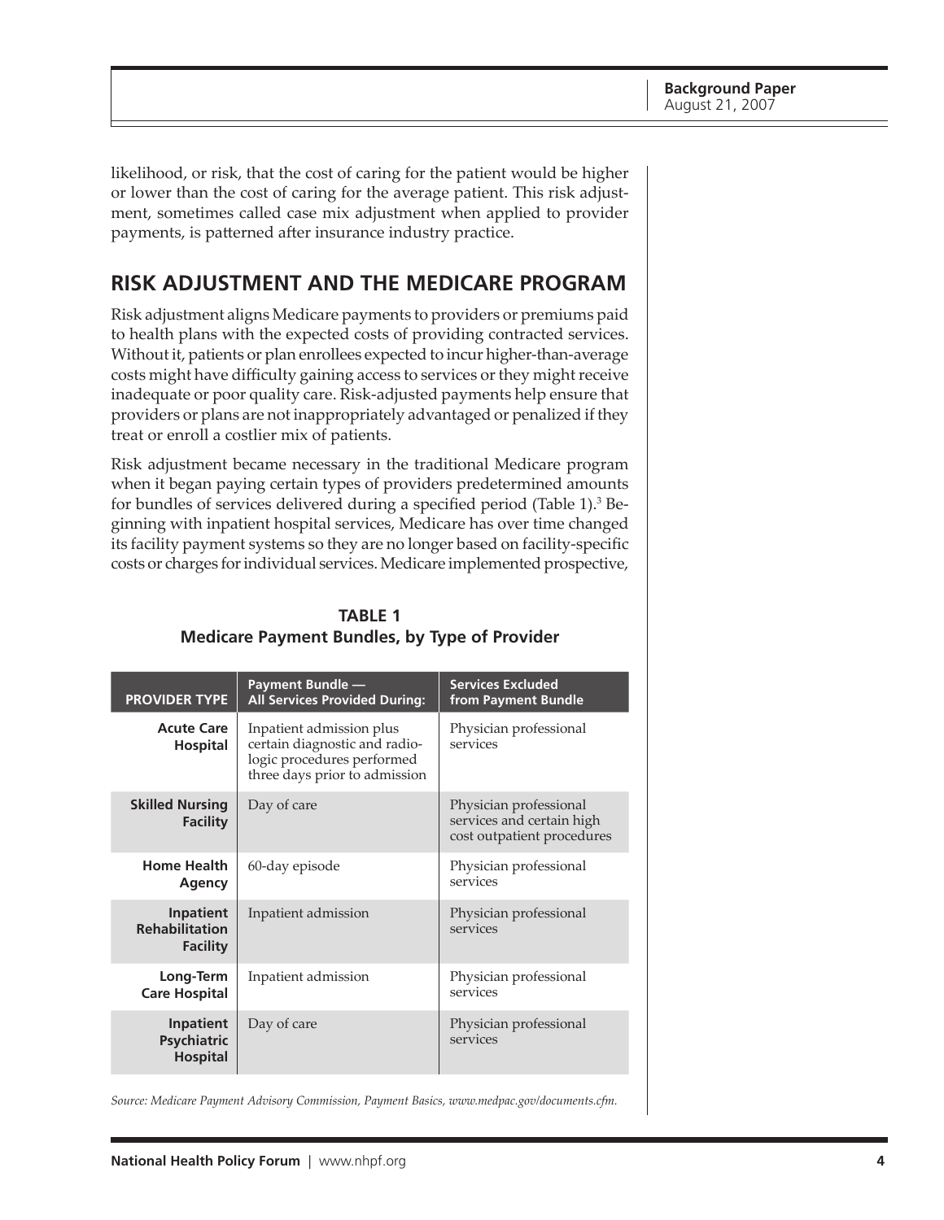likelihood, or risk, that the cost of caring for the patient would be higher or lower than the cost of caring for the average patient. This risk adjustment, sometimes called case mix adjustment when applied to provider payments, is patterned after insurance industry practice.

## RISK ADJUSTMENT AND THE MEDICARE PROGRAM

Risk adjustment aligns Medicare payments to providers or premiums paid to health plans with the expected costs of providing contracted services. Without it, patients or plan enrollees expected to incur higher-than-average costs might have difficulty gaining access to services or they might receive inadequate or poor quality care. Risk-adjusted payments help ensure that providers or plans are not inappropriately advantaged or penalized if they treat or enroll a costlier mix of patients.

Risk adjustment became necessary in the traditional Medicare program when it began paying certain types of providers predetermined amounts for bundles of services delivered during a specified period (Table 1).[3] Beginning with inpatient hospital services, Medicare has over time changed its facility payment systems so they are no longer based on facility-specific costs or charges for individual services. Medicare implemented prospective,

**TABLE 1**
**Medicare Payment Bundles, by Type of Provider**

| PROVIDER TYPE | Payment Bundle — All Services Provided During: | Services Excluded from Payment Bundle |
|---|---|---|
| **Acute Care Hospital** | Inpatient admission plus certain diagnostic and radiologic procedures performed three days prior to admission | Physician professional services |
| **Skilled Nursing Facility** | Day of care | Physician professional services and certain high cost outpatient procedures |
| **Home Health Agency** | 60-day episode | Physician professional services |
| **Inpatient Rehabilitation Facility** | Inpatient admission | Physician professional services |
| **Long-Term Care Hospital** | Inpatient admission | Physician professional services |
| **Inpatient Psychiatric Hospital** | Day of care | Physician professional services |

*Source: Medicare Payment Advisory Commission, Payment Basics, www.medpac.gov/documents.cfm.*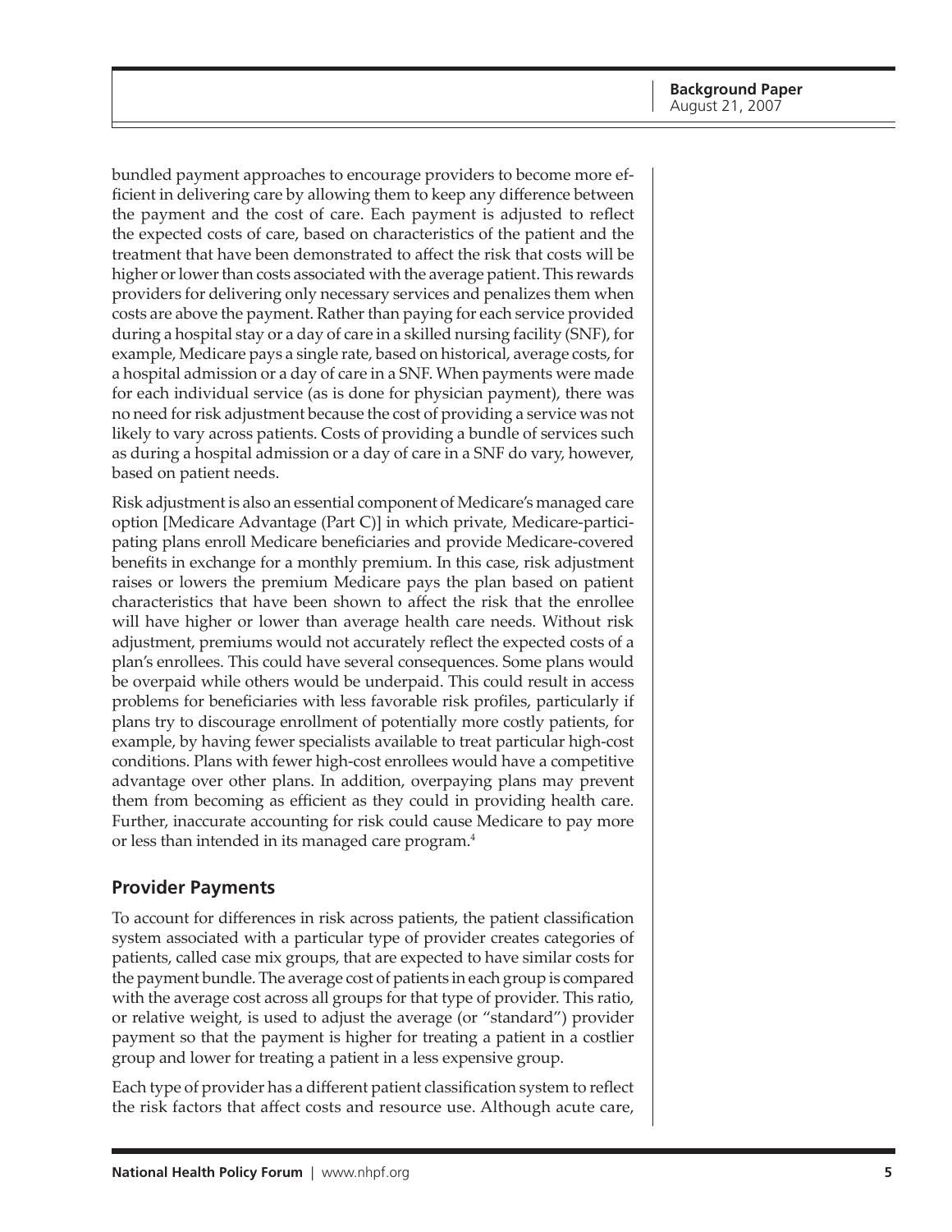bundled payment approaches to encourage providers to become more efficient in delivering care by allowing them to keep any difference between the payment and the cost of care. Each payment is adjusted to reflect the expected costs of care, based on characteristics of the patient and the treatment that have been demonstrated to affect the risk that costs will be higher or lower than costs associated with the average patient. This rewards providers for delivering only necessary services and penalizes them when costs are above the payment. Rather than paying for each service provided during a hospital stay or a day of care in a skilled nursing facility (SNF), for example, Medicare pays a single rate, based on historical, average costs, for a hospital admission or a day of care in a SNF. When payments were made for each individual service (as is done for physician payment), there was no need for risk adjustment because the cost of providing a service was not likely to vary across patients. Costs of providing a bundle of services such as during a hospital admission or a day of care in a SNF do vary, however, based on patient needs.

Risk adjustment is also an essential component of Medicare's managed care option [Medicare Advantage (Part C)] in which private, Medicare-participating plans enroll Medicare beneficiaries and provide Medicare-covered benefits in exchange for a monthly premium. In this case, risk adjustment raises or lowers the premium Medicare pays the plan based on patient characteristics that have been shown to affect the risk that the enrollee will have higher or lower than average health care needs. Without risk adjustment, premiums would not accurately reflect the expected costs of a plan's enrollees. This could have several consequences. Some plans would be overpaid while others would be underpaid. This could result in access problems for beneficiaries with less favorable risk profiles, particularly if plans try to discourage enrollment of potentially more costly patients, for example, by having fewer specialists available to treat particular high-cost conditions. Plans with fewer high-cost enrollees would have a competitive advantage over other plans. In addition, overpaying plans may prevent them from becoming as efficient as they could in providing health care. Further, inaccurate accounting for risk could cause Medicare to pay more or less than intended in its managed care program.[4]

## Provider Payments

To account for differences in risk across patients, the patient classification system associated with a particular type of provider creates categories of patients, called case mix groups, that are expected to have similar costs for the payment bundle. The average cost of patients in each group is compared with the average cost across all groups for that type of provider. This ratio, or relative weight, is used to adjust the average (or "standard") provider payment so that the payment is higher for treating a patient in a costlier group and lower for treating a patient in a less expensive group.

Each type of provider has a different patient classification system to reflect the risk factors that affect costs and resource use. Although acute care,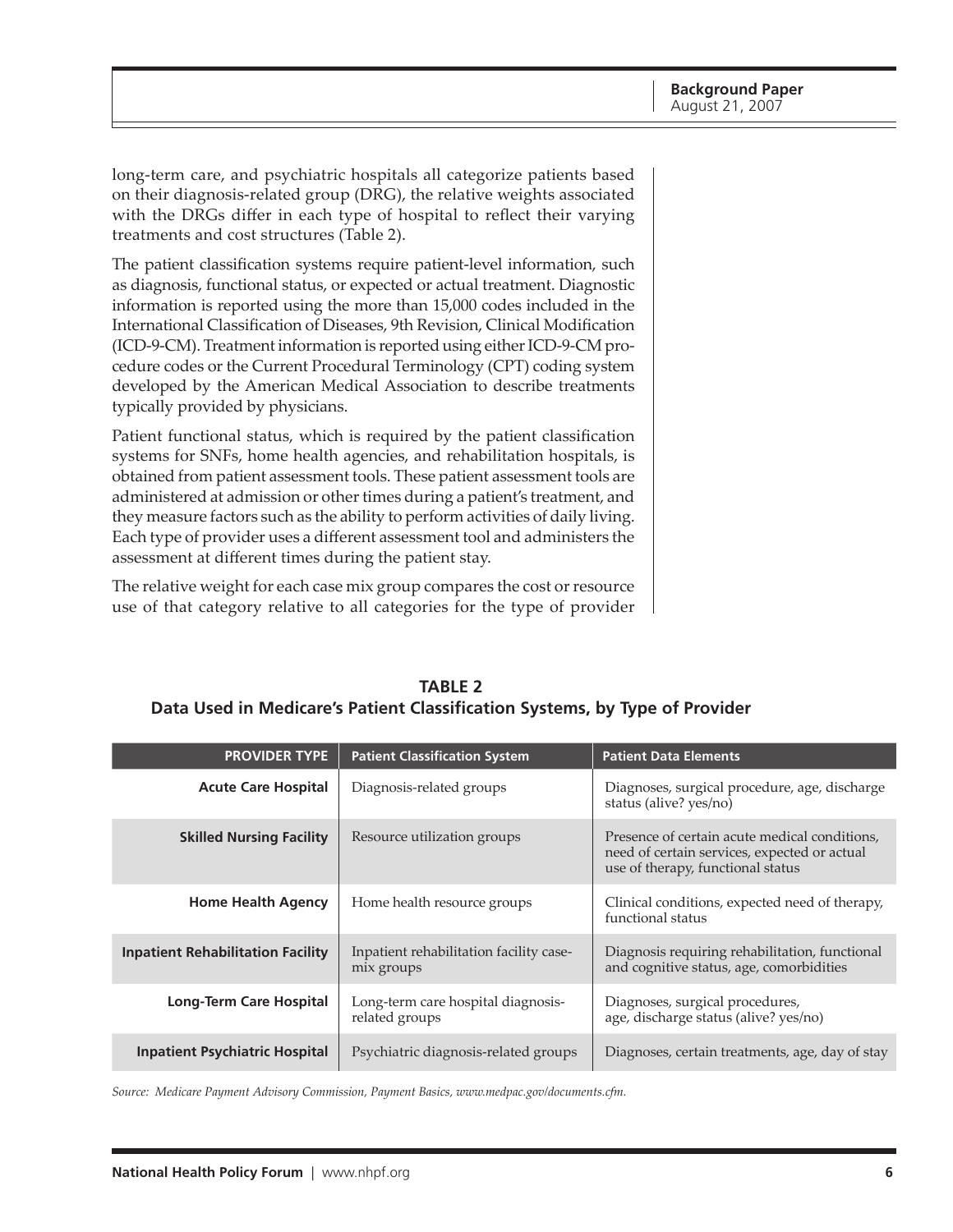long-term care, and psychiatric hospitals all categorize patients based on their diagnosis-related group (DRG), the relative weights associated with the DRGs differ in each type of hospital to reflect their varying treatments and cost structures (Table 2).

The patient classification systems require patient-level information, such as diagnosis, functional status, or expected or actual treatment. Diagnostic information is reported using the more than 15,000 codes included in the International Classification of Diseases, 9th Revision, Clinical Modification (ICD-9-CM). Treatment information is reported using either ICD-9-CM procedure codes or the Current Procedural Terminology (CPT) coding system developed by the American Medical Association to describe treatments typically provided by physicians.

Patient functional status, which is required by the patient classification systems for SNFs, home health agencies, and rehabilitation hospitals, is obtained from patient assessment tools. These patient assessment tools are administered at admission or other times during a patient's treatment, and they measure factors such as the ability to perform activities of daily living. Each type of provider uses a different assessment tool and administers the assessment at different times during the patient stay.

The relative weight for each case mix group compares the cost or resource use of that category relative to all categories for the type of provider

**TABLE 2**
**Data Used in Medicare's Patient Classification Systems, by Type of Provider**

| PROVIDER TYPE | Patient Classification System | Patient Data Elements |
|---|---|---|
| **Acute Care Hospital** | Diagnosis-related groups | Diagnoses, surgical procedure, age, discharge status (alive? yes/no) |
| **Skilled Nursing Facility** | Resource utilization groups | Presence of certain acute medical conditions, need of certain services, expected or actual use of therapy, functional status |
| **Home Health Agency** | Home health resource groups | Clinical conditions, expected need of therapy, functional status |
| **Inpatient Rehabilitation Facility** | Inpatient rehabilitation facility case-mix groups | Diagnosis requiring rehabilitation, functional and cognitive status, age, comorbidities |
| **Long-Term Care Hospital** | Long-term care hospital diagnosis-related groups | Diagnoses, surgical procedures, age, discharge status (alive? yes/no) |
| **Inpatient Psychiatric Hospital** | Psychiatric diagnosis-related groups | Diagnoses, certain treatments, age, day of stay |

*Source: Medicare Payment Advisory Commission, Payment Basics, www.medpac.gov/documents.cfm.*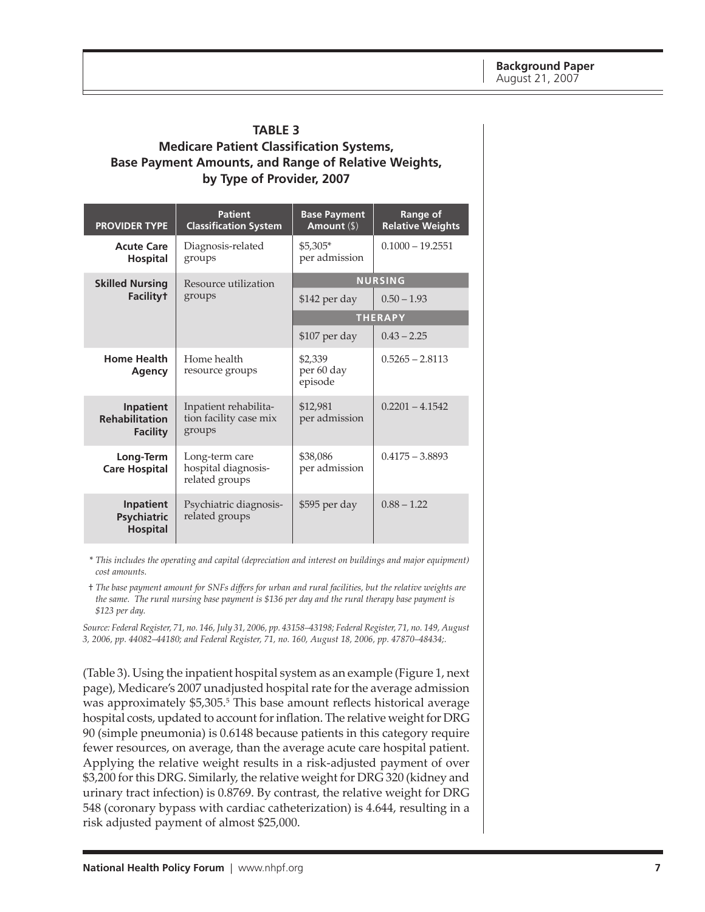**TABLE 3**
**Medicare Patient Classification Systems, Base Payment Amounts, and Range of Relative Weights, by Type of Provider, 2007**

| PROVIDER TYPE | Patient Classification System | Base Payment Amount ($) | Range of Relative Weights |
|---|---|---|---|
| **Acute Care Hospital** | Diagnosis-related groups | $5,305* per admission | 0.1000 – 19.2551 |
| **Skilled Nursing Facility†** | Resource utilization groups | **NURSING** | |
| | | $142 per day | 0.50 – 1.93 |
| | | **THERAPY** | |
| | | $107 per day | 0.43 – 2.25 |
| **Home Health Agency** | Home health resource groups | $2,339 per 60 day episode | 0.5265 – 2.8113 |
| **Inpatient Rehabilitation Facility** | Inpatient rehabilitation facility case mix groups | $12,981 per admission | 0.2201 – 4.1542 |
| **Long-Term Care Hospital** | Long-term care hospital diagnosis-related groups | $38,086 per admission | 0.4175 – 3.8893 |
| **Inpatient Psychiatric Hospital** | Psychiatric diagnosis-related groups | $595 per day | 0.88 – 1.22 |

*\* This includes the operating and capital (depreciation and interest on buildings and major equipment) cost amounts.*

*† The base payment amount for SNFs differs for urban and rural facilities, but the relative weights are the same. The rural nursing base payment is $136 per day and the rural therapy base payment is $123 per day.*

*Source: Federal Register, 71, no. 146, July 31, 2006, pp. 43158–43198; Federal Register, 71, no. 149, August 3, 2006, pp. 44082–44180; and Federal Register, 71, no. 160, August 18, 2006, pp. 47870–48434;.*

(Table 3). Using the inpatient hospital system as an example (Figure 1, next page), Medicare's 2007 unadjusted hospital rate for the average admission was approximately $5,305.[5] This base amount reflects historical average hospital costs, updated to account for inflation. The relative weight for DRG 90 (simple pneumonia) is 0.6148 because patients in this category require fewer resources, on average, than the average acute care hospital patient. Applying the relative weight results in a risk-adjusted payment of over $3,200 for this DRG. Similarly, the relative weight for DRG 320 (kidney and urinary tract infection) is 0.8769. By contrast, the relative weight for DRG 548 (coronary bypass with cardiac catheterization) is 4.644, resulting in a risk adjusted payment of almost $25,000.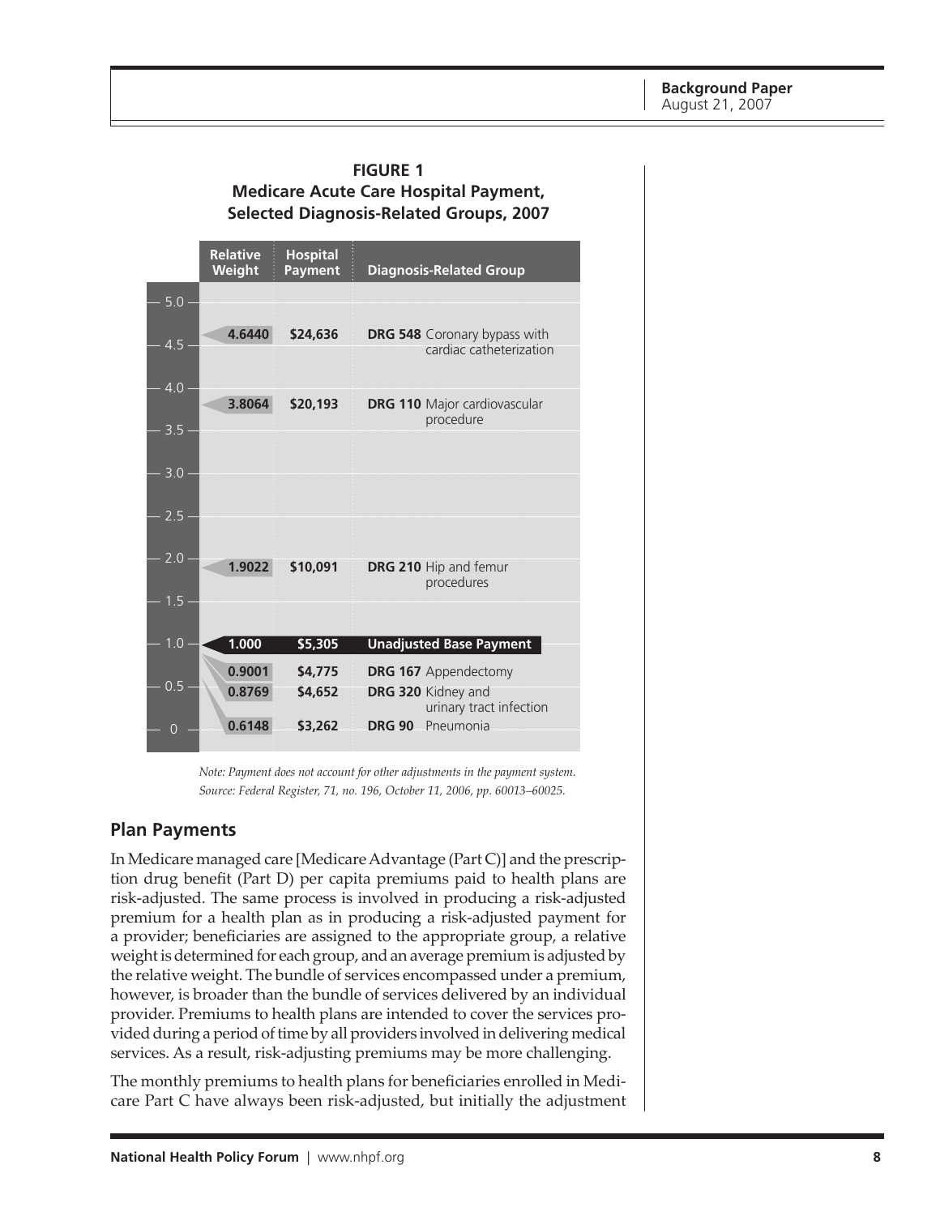**FIGURE 1**
**Medicare Acute Care Hospital Payment, Selected Diagnosis-Related Groups, 2007**

| Relative Weight | Hospital Payment | Diagnosis-Related Group |
|---|---|---|
| 4.6440 | $24,636 | **DRG 548** Coronary bypass with cardiac catheterization |
| 3.8064 | $20,193 | **DRG 110** Major cardiovascular procedure |
| 1.9022 | $10,091 | **DRG 210** Hip and femur procedures |
| **1.000** | **$5,305** | **Unadjusted Base Payment** |
| 0.9001 | $4,775 | **DRG 167** Appendectomy |
| 0.8769 | $4,652 | **DRG 320** Kidney and urinary tract infection |
| 0.6148 | $3,262 | **DRG 90** Pneumonia |

*Note: Payment does not account for other adjustments in the payment system.*
*Source: Federal Register, 71, no. 196, October 11, 2006, pp. 60013–60025.*

## Plan Payments

In Medicare managed care [Medicare Advantage (Part C)] and the prescription drug benefit (Part D) per capita premiums paid to health plans are risk-adjusted. The same process is involved in producing a risk-adjusted premium for a health plan as in producing a risk-adjusted payment for a provider; beneficiaries are assigned to the appropriate group, a relative weight is determined for each group, and an average premium is adjusted by the relative weight. The bundle of services encompassed under a premium, however, is broader than the bundle of services delivered by an individual provider. Premiums to health plans are intended to cover the services provided during a period of time by all providers involved in delivering medical services. As a result, risk-adjusting premiums may be more challenging.

The monthly premiums to health plans for beneficiaries enrolled in Medicare Part C have always been risk-adjusted, but initially the adjustment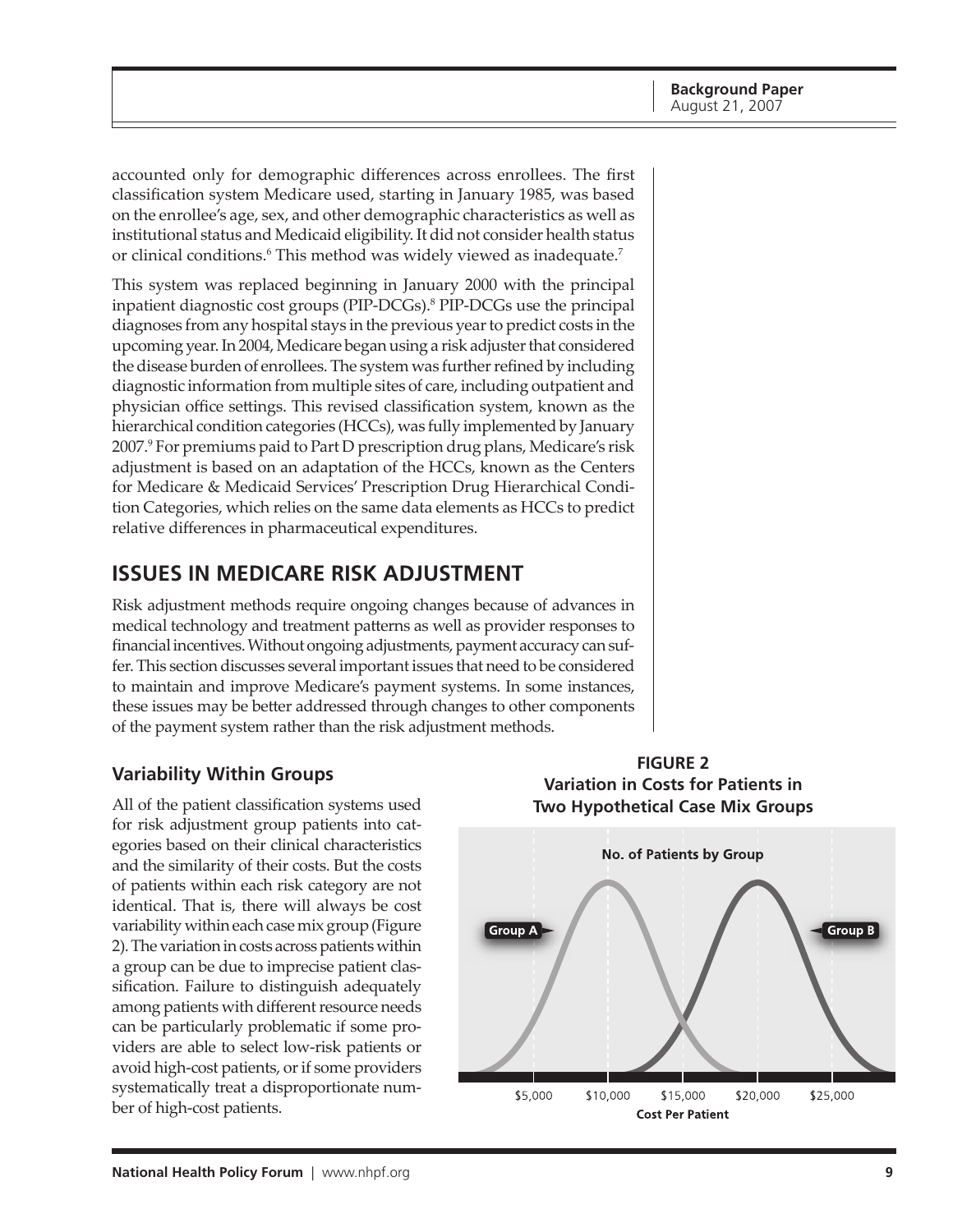accounted only for demographic differences across enrollees. The first classification system Medicare used, starting in January 1985, was based on the enrollee's age, sex, and other demographic characteristics as well as institutional status and Medicaid eligibility. It did not consider health status or clinical conditions.[6] This method was widely viewed as inadequate.[7]

This system was replaced beginning in January 2000 with the principal inpatient diagnostic cost groups (PIP-DCGs).[8] PIP-DCGs use the principal diagnoses from any hospital stays in the previous year to predict costs in the upcoming year. In 2004, Medicare began using a risk adjuster that considered the disease burden of enrollees. The system was further refined by including diagnostic information from multiple sites of care, including outpatient and physician office settings. This revised classification system, known as the hierarchical condition categories (HCCs), was fully implemented by January 2007.[9] For premiums paid to Part D prescription drug plans, Medicare's risk adjustment is based on an adaptation of the HCCs, known as the Centers for Medicare & Medicaid Services' Prescription Drug Hierarchical Condition Categories, which relies on the same data elements as HCCs to predict relative differences in pharmaceutical expenditures.

## ISSUES IN MEDICARE RISK ADJUSTMENT

Risk adjustment methods require ongoing changes because of advances in medical technology and treatment patterns as well as provider responses to financial incentives. Without ongoing adjustments, payment accuracy can suffer. This section discusses several important issues that need to be considered to maintain and improve Medicare's payment systems. In some instances, these issues may be better addressed through changes to other components of the payment system rather than the risk adjustment methods.

### Variability Within Groups

All of the patient classification systems used for risk adjustment group patients into categories based on their clinical characteristics and the similarity of their costs. But the costs of patients within each risk category are not identical. That is, there will always be cost variability within each case mix group (Figure 2). The variation in costs across patients within a group can be due to imprecise patient classification. Failure to distinguish adequately among patients with different resource needs can be particularly problematic if some providers are able to select low-risk patients or avoid high-cost patients, or if some providers systematically treat a disproportionate number of high-cost patients.

**FIGURE 2**
**Variation in Costs for Patients in Two Hypothetical Case Mix Groups**

No. of Patients by Group

Group A — Group B

$5,000 $10,000 $15,000 $20,000 $25,000

Cost Per Patient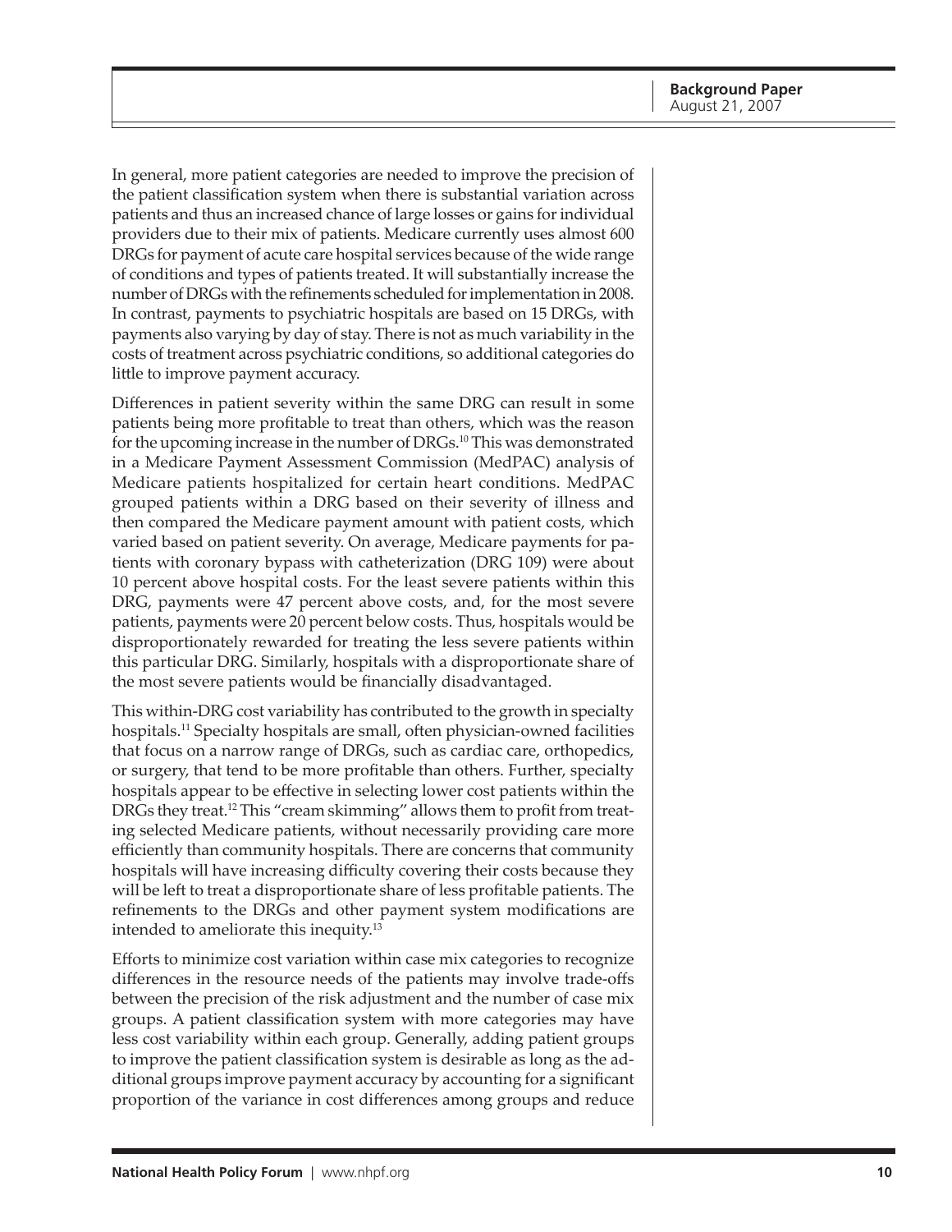In general, more patient categories are needed to improve the precision of the patient classification system when there is substantial variation across patients and thus an increased chance of large losses or gains for individual providers due to their mix of patients. Medicare currently uses almost 600 DRGs for payment of acute care hospital services because of the wide range of conditions and types of patients treated. It will substantially increase the number of DRGs with the refinements scheduled for implementation in 2008. In contrast, payments to psychiatric hospitals are based on 15 DRGs, with payments also varying by day of stay. There is not as much variability in the costs of treatment across psychiatric conditions, so additional categories do little to improve payment accuracy.

Differences in patient severity within the same DRG can result in some patients being more profitable to treat than others, which was the reason for the upcoming increase in the number of DRGs.[10] This was demonstrated in a Medicare Payment Assessment Commission (MedPAC) analysis of Medicare patients hospitalized for certain heart conditions. MedPAC grouped patients within a DRG based on their severity of illness and then compared the Medicare payment amount with patient costs, which varied based on patient severity. On average, Medicare payments for patients with coronary bypass with catheterization (DRG 109) were about 10 percent above hospital costs. For the least severe patients within this DRG, payments were 47 percent above costs, and, for the most severe patients, payments were 20 percent below costs. Thus, hospitals would be disproportionately rewarded for treating the less severe patients within this particular DRG. Similarly, hospitals with a disproportionate share of the most severe patients would be financially disadvantaged.

This within-DRG cost variability has contributed to the growth in specialty hospitals.[11] Specialty hospitals are small, often physician-owned facilities that focus on a narrow range of DRGs, such as cardiac care, orthopedics, or surgery, that tend to be more profitable than others. Further, specialty hospitals appear to be effective in selecting lower cost patients within the DRGs they treat.[12] This "cream skimming" allows them to profit from treating selected Medicare patients, without necessarily providing care more efficiently than community hospitals. There are concerns that community hospitals will have increasing difficulty covering their costs because they will be left to treat a disproportionate share of less profitable patients. The refinements to the DRGs and other payment system modifications are intended to ameliorate this inequity.[13]

Efforts to minimize cost variation within case mix categories to recognize differences in the resource needs of the patients may involve trade-offs between the precision of the risk adjustment and the number of case mix groups. A patient classification system with more categories may have less cost variability within each group. Generally, adding patient groups to improve the patient classification system is desirable as long as the additional groups improve payment accuracy by accounting for a significant proportion of the variance in cost differences among groups and reduce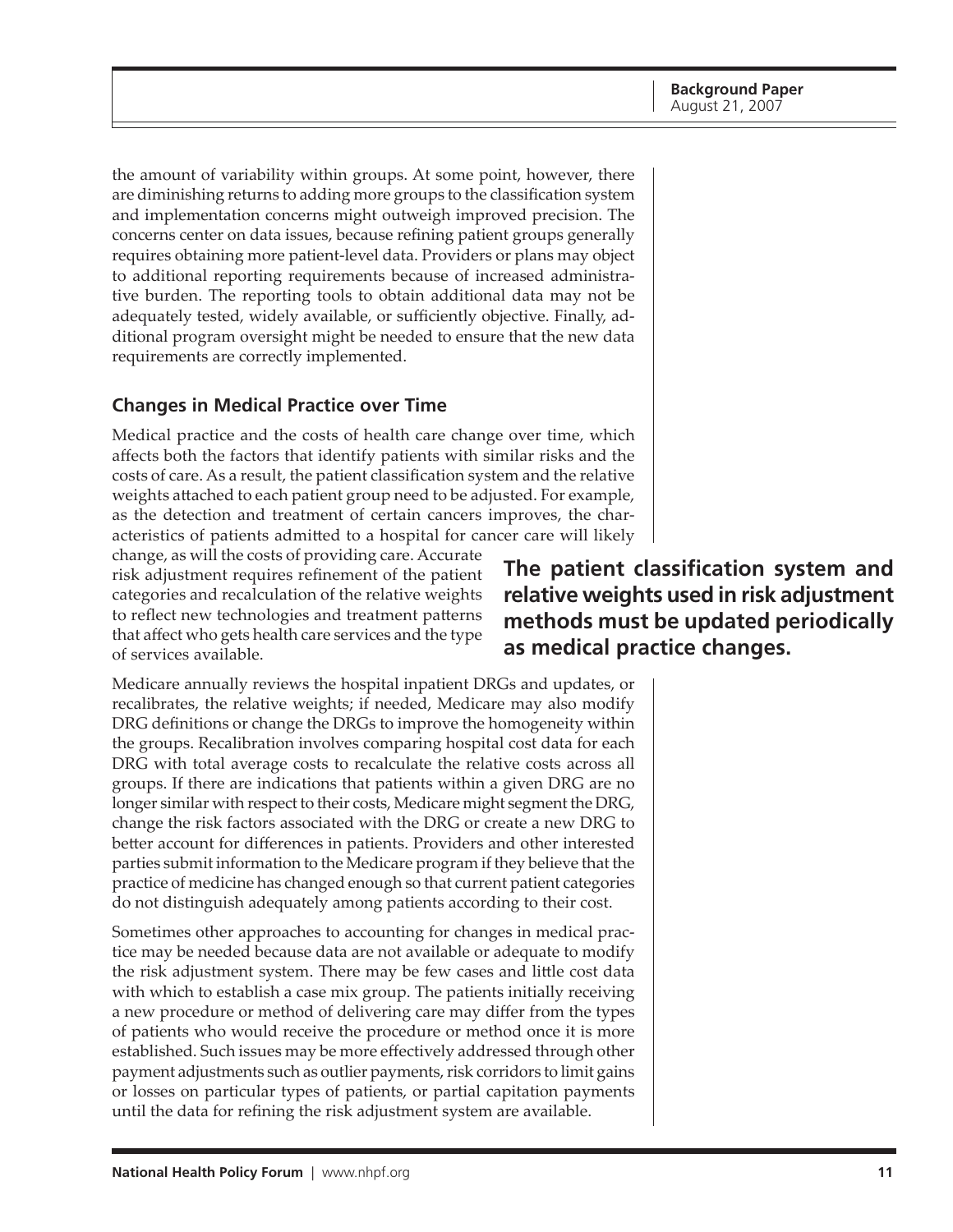the amount of variability within groups. At some point, however, there are diminishing returns to adding more groups to the classification system and implementation concerns might outweigh improved precision. The concerns center on data issues, because refining patient groups generally requires obtaining more patient-level data. Providers or plans may object to additional reporting requirements because of increased administrative burden. The reporting tools to obtain additional data may not be adequately tested, widely available, or sufficiently objective. Finally, additional program oversight might be needed to ensure that the new data requirements are correctly implemented.

### Changes in Medical Practice over Time

Medical practice and the costs of health care change over time, which affects both the factors that identify patients with similar risks and the costs of care. As a result, the patient classification system and the relative weights attached to each patient group need to be adjusted. For example, as the detection and treatment of certain cancers improves, the characteristics of patients admitted to a hospital for cancer care will likely change, as will the costs of providing care. Accurate risk adjustment requires refinement of the patient categories and recalculation of the relative weights to reflect new technologies and treatment patterns that affect who gets health care services and the type of services available.

**The patient classification system and relative weights used in risk adjustment methods must be updated periodically as medical practice changes.**

Medicare annually reviews the hospital inpatient DRGs and updates, or recalibrates, the relative weights; if needed, Medicare may also modify DRG definitions or change the DRGs to improve the homogeneity within the groups. Recalibration involves comparing hospital cost data for each DRG with total average costs to recalculate the relative costs across all groups. If there are indications that patients within a given DRG are no longer similar with respect to their costs, Medicare might segment the DRG, change the risk factors associated with the DRG or create a new DRG to better account for differences in patients. Providers and other interested parties submit information to the Medicare program if they believe that the practice of medicine has changed enough so that current patient categories do not distinguish adequately among patients according to their cost.

Sometimes other approaches to accounting for changes in medical practice may be needed because data are not available or adequate to modify the risk adjustment system. There may be few cases and little cost data with which to establish a case mix group. The patients initially receiving a new procedure or method of delivering care may differ from the types of patients who would receive the procedure or method once it is more established. Such issues may be more effectively addressed through other payment adjustments such as outlier payments, risk corridors to limit gains or losses on particular types of patients, or partial capitation payments until the data for refining the risk adjustment system are available.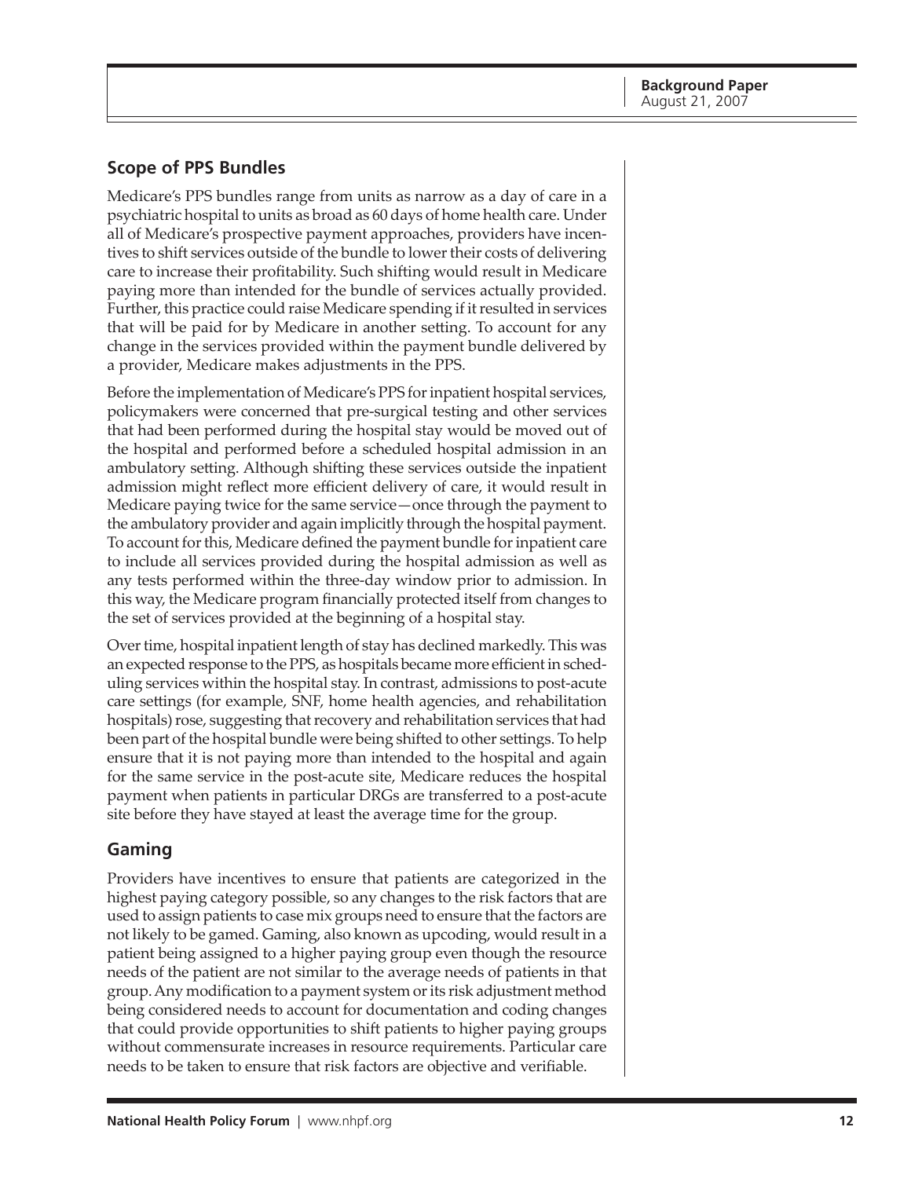## Scope of PPS Bundles

Medicare's PPS bundles range from units as narrow as a day of care in a psychiatric hospital to units as broad as 60 days of home health care. Under all of Medicare's prospective payment approaches, providers have incentives to shift services outside of the bundle to lower their costs of delivering care to increase their profitability. Such shifting would result in Medicare paying more than intended for the bundle of services actually provided. Further, this practice could raise Medicare spending if it resulted in services that will be paid for by Medicare in another setting. To account for any change in the services provided within the payment bundle delivered by a provider, Medicare makes adjustments in the PPS.

Before the implementation of Medicare's PPS for inpatient hospital services, policymakers were concerned that pre-surgical testing and other services that had been performed during the hospital stay would be moved out of the hospital and performed before a scheduled hospital admission in an ambulatory setting. Although shifting these services outside the inpatient admission might reflect more efficient delivery of care, it would result in Medicare paying twice for the same service—once through the payment to the ambulatory provider and again implicitly through the hospital payment. To account for this, Medicare defined the payment bundle for inpatient care to include all services provided during the hospital admission as well as any tests performed within the three-day window prior to admission. In this way, the Medicare program financially protected itself from changes to the set of services provided at the beginning of a hospital stay.

Over time, hospital inpatient length of stay has declined markedly. This was an expected response to the PPS, as hospitals became more efficient in scheduling services within the hospital stay. In contrast, admissions to post-acute care settings (for example, SNF, home health agencies, and rehabilitation hospitals) rose, suggesting that recovery and rehabilitation services that had been part of the hospital bundle were being shifted to other settings. To help ensure that it is not paying more than intended to the hospital and again for the same service in the post-acute site, Medicare reduces the hospital payment when patients in particular DRGs are transferred to a post-acute site before they have stayed at least the average time for the group.

## Gaming

Providers have incentives to ensure that patients are categorized in the highest paying category possible, so any changes to the risk factors that are used to assign patients to case mix groups need to ensure that the factors are not likely to be gamed. Gaming, also known as upcoding, would result in a patient being assigned to a higher paying group even though the resource needs of the patient are not similar to the average needs of patients in that group. Any modification to a payment system or its risk adjustment method being considered needs to account for documentation and coding changes that could provide opportunities to shift patients to higher paying groups without commensurate increases in resource requirements. Particular care needs to be taken to ensure that risk factors are objective and verifiable.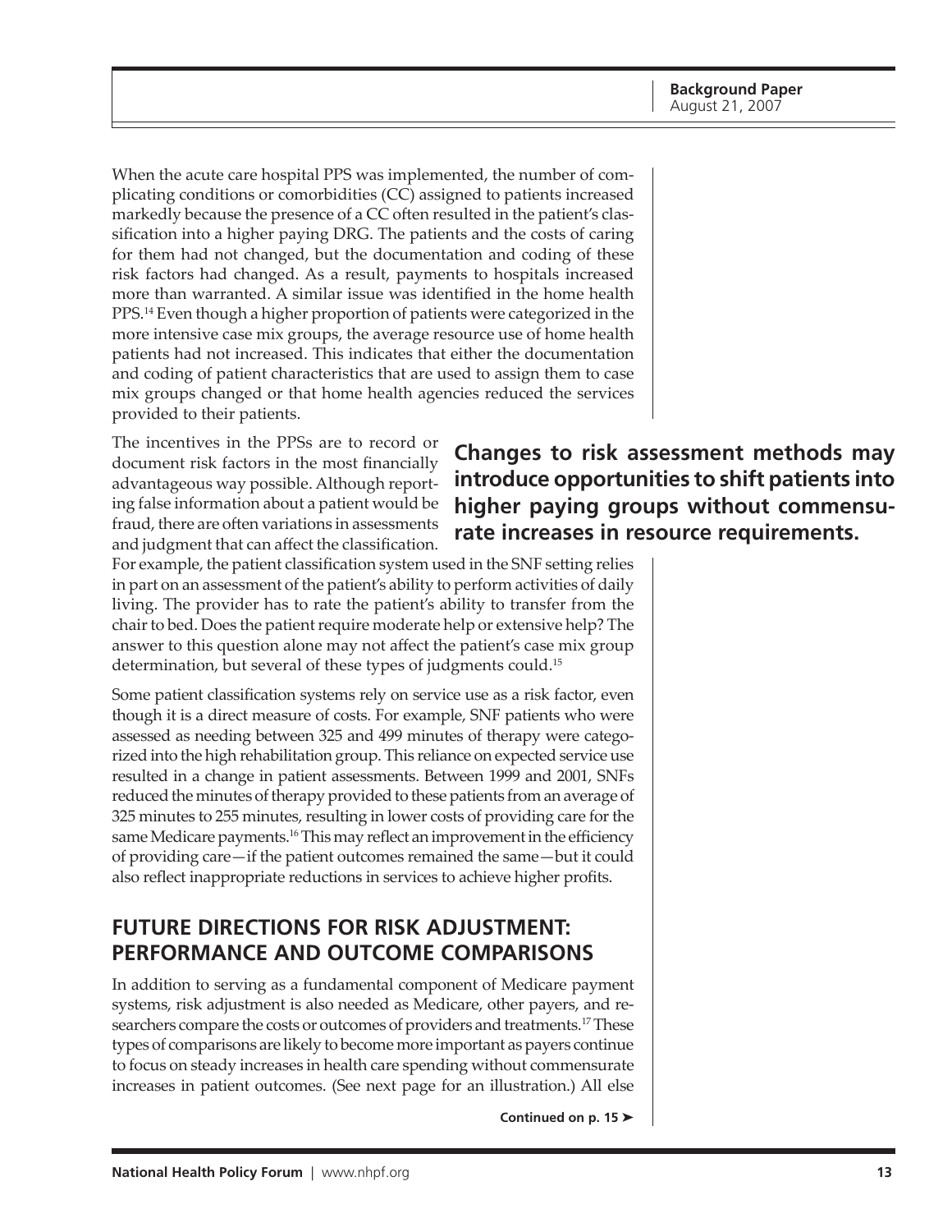When the acute care hospital PPS was implemented, the number of complicating conditions or comorbidities (CC) assigned to patients increased markedly because the presence of a CC often resulted in the patient's classification into a higher paying DRG. The patients and the costs of caring for them had not changed, but the documentation and coding of these risk factors had changed. As a result, payments to hospitals increased more than warranted. A similar issue was identified in the home health PPS.[14] Even though a higher proportion of patients were categorized in the more intensive case mix groups, the average resource use of home health patients had not increased. This indicates that either the documentation and coding of patient characteristics that are used to assign them to case mix groups changed or that home health agencies reduced the services provided to their patients.

**Changes to risk assessment methods may introduce opportunities to shift patients into higher paying groups without commensurate increases in resource requirements.**

The incentives in the PPSs are to record or document risk factors in the most financially advantageous way possible. Although reporting false information about a patient would be fraud, there are often variations in assessments and judgment that can affect the classification. For example, the patient classification system used in the SNF setting relies in part on an assessment of the patient's ability to perform activities of daily living. The provider has to rate the patient's ability to transfer from the chair to bed. Does the patient require moderate help or extensive help? The answer to this question alone may not affect the patient's case mix group determination, but several of these types of judgments could.[15]

Some patient classification systems rely on service use as a risk factor, even though it is a direct measure of costs. For example, SNF patients who were assessed as needing between 325 and 499 minutes of therapy were categorized into the high rehabilitation group. This reliance on expected service use resulted in a change in patient assessments. Between 1999 and 2001, SNFs reduced the minutes of therapy provided to these patients from an average of 325 minutes to 255 minutes, resulting in lower costs of providing care for the same Medicare payments.[16] This may reflect an improvement in the efficiency of providing care—if the patient outcomes remained the same—but it could also reflect inappropriate reductions in services to achieve higher profits.

## FUTURE DIRECTIONS FOR RISK ADJUSTMENT: PERFORMANCE AND OUTCOME COMPARISONS

In addition to serving as a fundamental component of Medicare payment systems, risk adjustment is also needed as Medicare, other payers, and researchers compare the costs or outcomes of providers and treatments.[17] These types of comparisons are likely to become more important as payers continue to focus on steady increases in health care spending without commensurate increases in patient outcomes. (See next page for an illustration.) All else

**Continued on p. 15 ➤**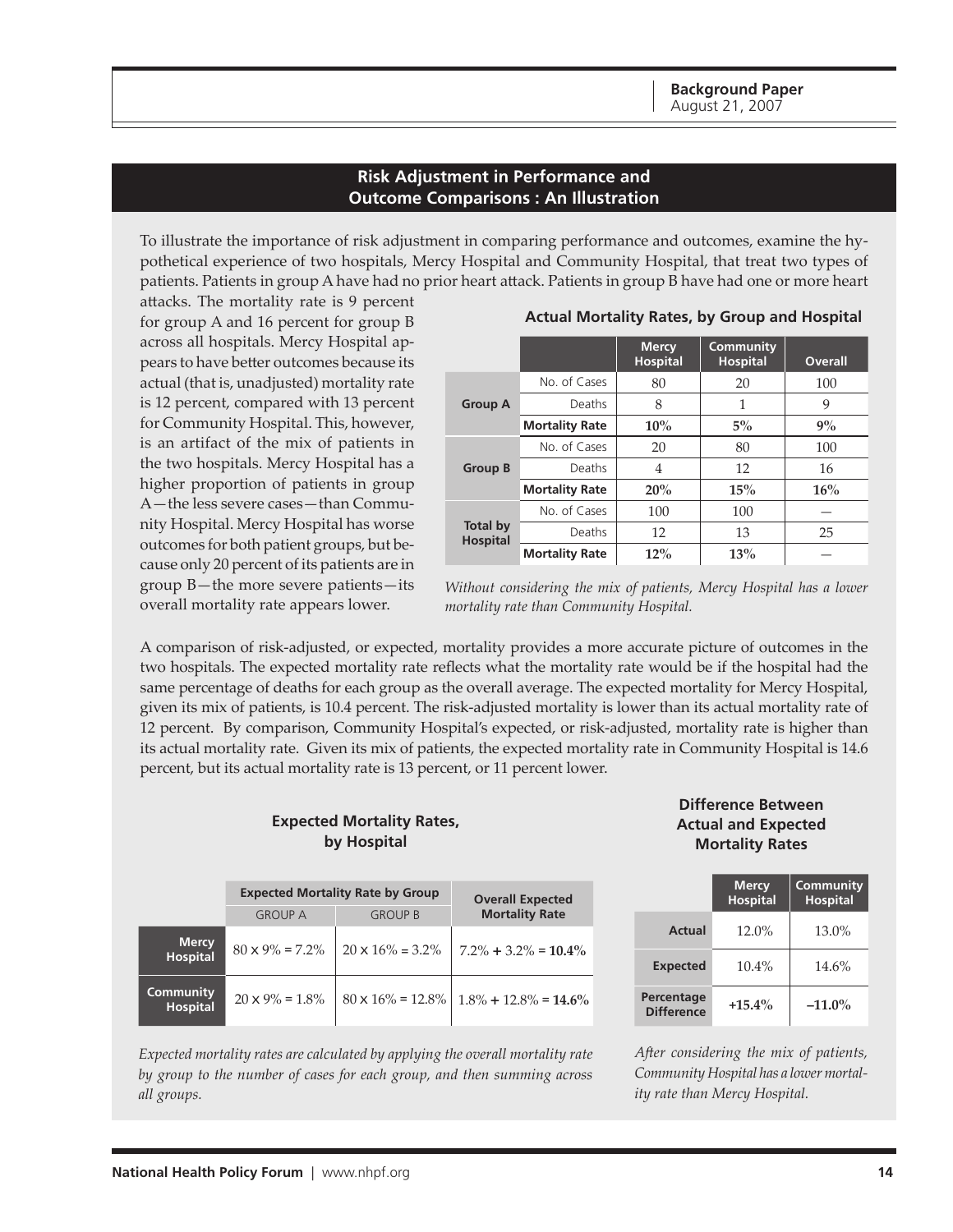## Risk Adjustment in Performance and Outcome Comparisons : An Illustration

To illustrate the importance of risk adjustment in comparing performance and outcomes, examine the hypothetical experience of two hospitals, Mercy Hospital and Community Hospital, that treat two types of patients. Patients in group A have had no prior heart attack. Patients in group B have had one or more heart attacks. The mortality rate is 9 percent for group A and 16 percent for group B across all hospitals. Mercy Hospital appears to have better outcomes because its actual (that is, unadjusted) mortality rate is 12 percent, compared with 13 percent for Community Hospital. This, however, is an artifact of the mix of patients in the two hospitals. Mercy Hospital has a higher proportion of patients in group A—the less severe cases—than Community Hospital. Mercy Hospital has worse outcomes for both patient groups, but because only 20 percent of its patients are in group B—the more severe patients—its overall mortality rate appears lower.

**Actual Mortality Rates, by Group and Hospital**

| | | Mercy Hospital | Community Hospital | Overall |
|---|---|---|---|---|
| **Group A** | No. of Cases | 80 | 20 | 100 |
| | Deaths | 8 | 1 | 9 |
| | **Mortality Rate** | **10%** | **5%** | **9%** |
| **Group B** | No. of Cases | 20 | 80 | 100 |
| | Deaths | 4 | 12 | 16 |
| | **Mortality Rate** | **20%** | **15%** | **16%** |
| **Total by Hospital** | No. of Cases | 100 | 100 | — |
| | Deaths | 12 | 13 | 25 |
| | **Mortality Rate** | **12%** | **13%** | — |

*Without considering the mix of patients, Mercy Hospital has a lower mortality rate than Community Hospital.*

A comparison of risk-adjusted, or expected, mortality provides a more accurate picture of outcomes in the two hospitals. The expected mortality rate reflects what the mortality rate would be if the hospital had the same percentage of deaths for each group as the overall average. The expected mortality for Mercy Hospital, given its mix of patients, is 10.4 percent. The risk-adjusted mortality is lower than its actual mortality rate of 12 percent. By comparison, Community Hospital's expected, or risk-adjusted, mortality rate is higher than its actual mortality rate. Given its mix of patients, the expected mortality rate in Community Hospital is 14.6 percent, but its actual mortality rate is 13 percent, or 11 percent lower.

**Expected Mortality Rates, by Hospital**

| | Expected Mortality Rate by Group | | Overall Expected Mortality Rate |
|---|---|---|---|
| | GROUP A | GROUP B | |
| **Mercy Hospital** | 80 x 9% = 7.2% | 20 x 16% = 3.2% | 7.2% + 3.2% = **10.4%** |
| **Community Hospital** | 20 x 9% = 1.8% | 80 x 16% = 12.8% | 1.8% + 12.8% = **14.6%** |

*Expected mortality rates are calculated by applying the overall mortality rate by group to the number of cases for each group, and then summing across all groups.*

**Difference Between Actual and Expected Mortality Rates**

| | Mercy Hospital | Community Hospital |
|---|---|---|
| **Actual** | 12.0% | 13.0% |
| **Expected** | 10.4% | 14.6% |
| **Percentage Difference** | **+15.4%** | **–11.0%** |

*After considering the mix of patients, Community Hospital has a lower mortality rate than Mercy Hospital.*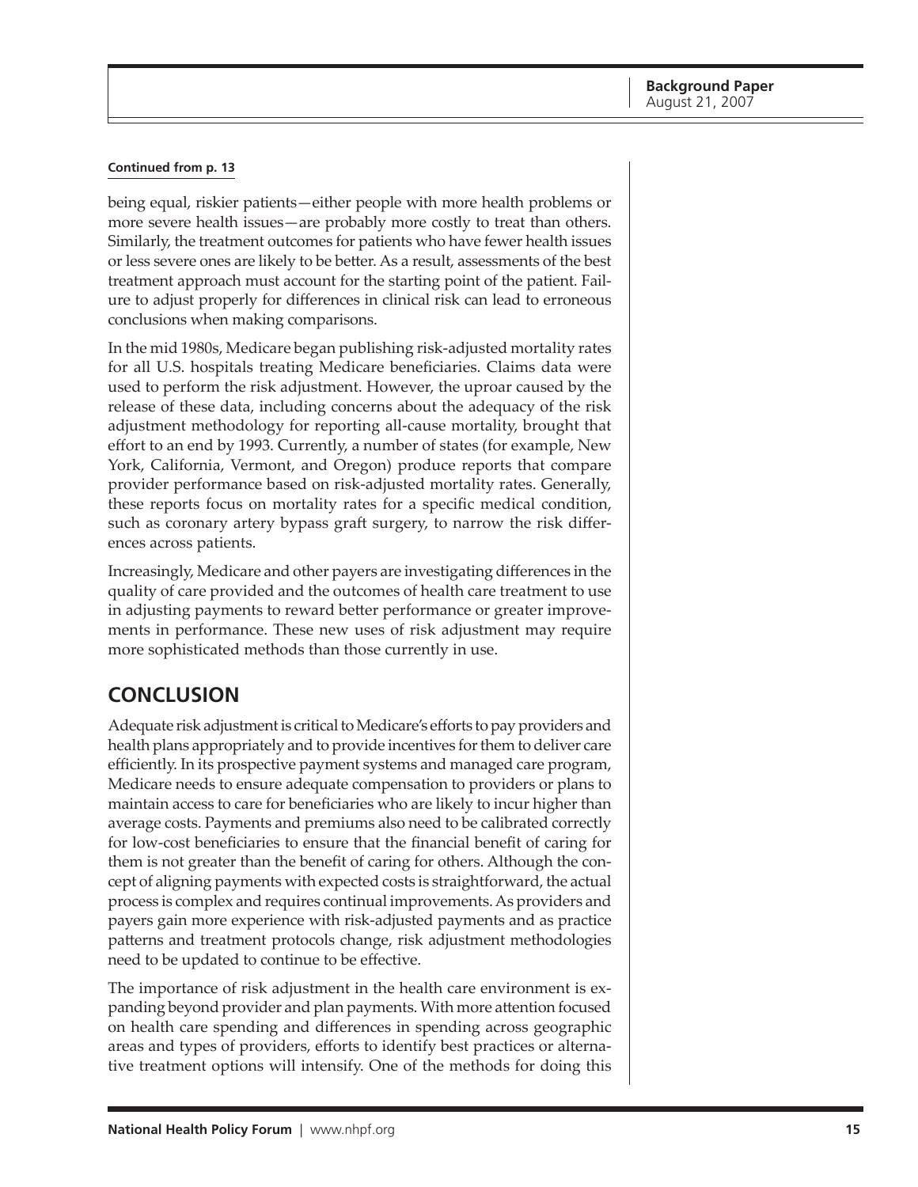**Continued from p. 13**

being equal, riskier patients—either people with more health problems or more severe health issues—are probably more costly to treat than others. Similarly, the treatment outcomes for patients who have fewer health issues or less severe ones are likely to be better. As a result, assessments of the best treatment approach must account for the starting point of the patient. Failure to adjust properly for differences in clinical risk can lead to erroneous conclusions when making comparisons.

In the mid 1980s, Medicare began publishing risk-adjusted mortality rates for all U.S. hospitals treating Medicare beneficiaries. Claims data were used to perform the risk adjustment. However, the uproar caused by the release of these data, including concerns about the adequacy of the risk adjustment methodology for reporting all-cause mortality, brought that effort to an end by 1993. Currently, a number of states (for example, New York, California, Vermont, and Oregon) produce reports that compare provider performance based on risk-adjusted mortality rates. Generally, these reports focus on mortality rates for a specific medical condition, such as coronary artery bypass graft surgery, to narrow the risk differences across patients.

Increasingly, Medicare and other payers are investigating differences in the quality of care provided and the outcomes of health care treatment to use in adjusting payments to reward better performance or greater improvements in performance. These new uses of risk adjustment may require more sophisticated methods than those currently in use.

## CONCLUSION

Adequate risk adjustment is critical to Medicare's efforts to pay providers and health plans appropriately and to provide incentives for them to deliver care efficiently. In its prospective payment systems and managed care program, Medicare needs to ensure adequate compensation to providers or plans to maintain access to care for beneficiaries who are likely to incur higher than average costs. Payments and premiums also need to be calibrated correctly for low-cost beneficiaries to ensure that the financial benefit of caring for them is not greater than the benefit of caring for others. Although the concept of aligning payments with expected costs is straightforward, the actual process is complex and requires continual improvements. As providers and payers gain more experience with risk-adjusted payments and as practice patterns and treatment protocols change, risk adjustment methodologies need to be updated to continue to be effective.

The importance of risk adjustment in the health care environment is expanding beyond provider and plan payments. With more attention focused on health care spending and differences in spending across geographic areas and types of providers, efforts to identify best practices or alternative treatment options will intensify. One of the methods for doing this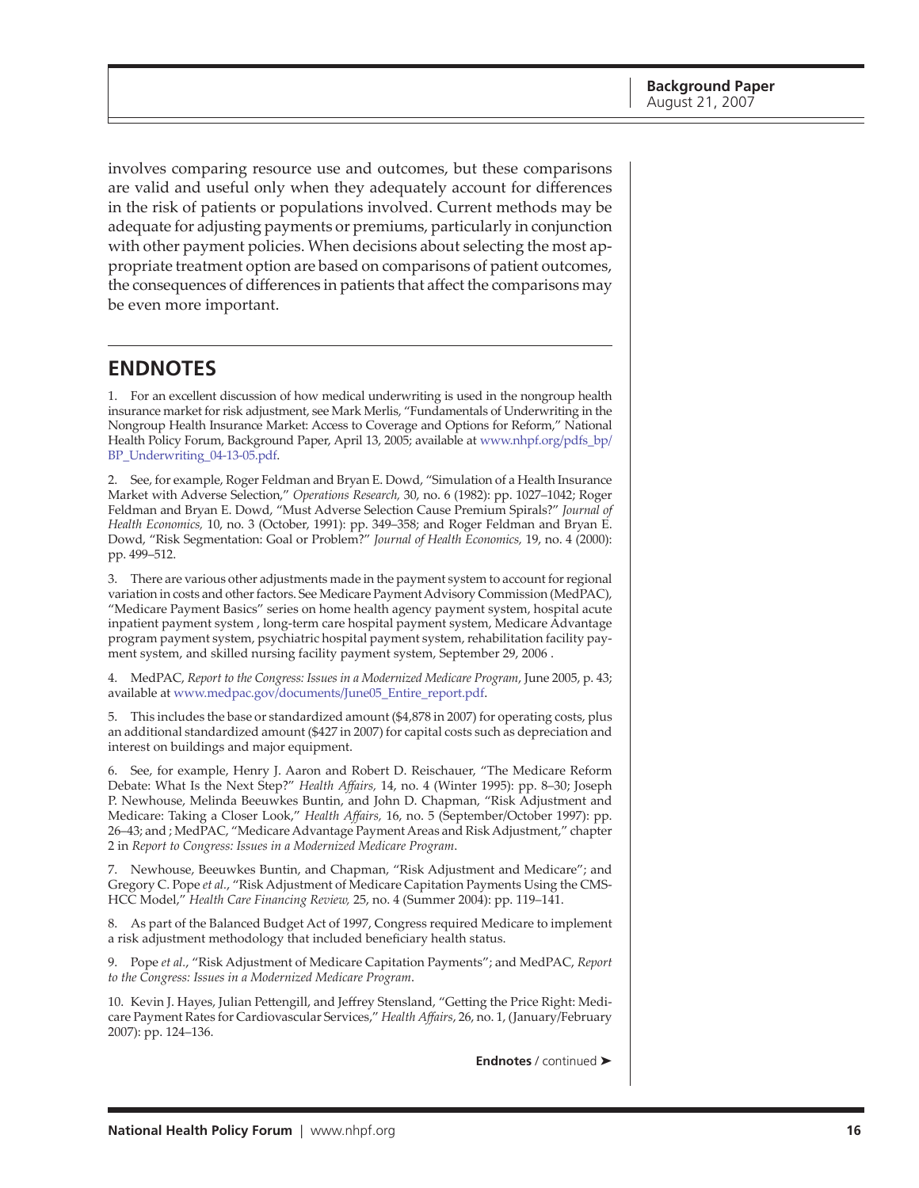involves comparing resource use and outcomes, but these comparisons are valid and useful only when they adequately account for differences in the risk of patients or populations involved. Current methods may be adequate for adjusting payments or premiums, particularly in conjunction with other payment policies. When decisions about selecting the most appropriate treatment option are based on comparisons of patient outcomes, the consequences of differences in patients that affect the comparisons may be even more important.

## ENDNOTES

1. For an excellent discussion of how medical underwriting is used in the nongroup health insurance market for risk adjustment, see Mark Merlis, "Fundamentals of Underwriting in the Nongroup Health Insurance Market: Access to Coverage and Options for Reform," National Health Policy Forum, Background Paper, April 13, 2005; available at www.nhpf.org/pdfs_bp/BP_Underwriting_04-13-05.pdf.

2. See, for example, Roger Feldman and Bryan E. Dowd, "Simulation of a Health Insurance Market with Adverse Selection," *Operations Research,* 30, no. 6 (1982): pp. 1027–1042; Roger Feldman and Bryan E. Dowd, "Must Adverse Selection Cause Premium Spirals?" *Journal of Health Economics,* 10, no. 3 (October, 1991): pp. 349–358; and Roger Feldman and Bryan E. Dowd, "Risk Segmentation: Goal or Problem?" *Journal of Health Economics,* 19, no. 4 (2000): pp. 499–512.

3. There are various other adjustments made in the payment system to account for regional variation in costs and other factors. See Medicare Payment Advisory Commission (MedPAC), "Medicare Payment Basics" series on home health agency payment system, hospital acute inpatient payment system , long-term care hospital payment system, Medicare Advantage program payment system, psychiatric hospital payment system, rehabilitation facility payment system, and skilled nursing facility payment system, September 29, 2006 .

4. MedPAC, *Report to the Congress: Issues in a Modernized Medicare Program*, June 2005, p. 43; available at www.medpac.gov/documents/June05_Entire_report.pdf.

5. This includes the base or standardized amount ($4,878 in 2007) for operating costs, plus an additional standardized amount ($427 in 2007) for capital costs such as depreciation and interest on buildings and major equipment.

6. See, for example, Henry J. Aaron and Robert D. Reischauer, "The Medicare Reform Debate: What Is the Next Step?" *Health Affairs,* 14, no. 4 (Winter 1995): pp. 8–30; Joseph P. Newhouse, Melinda Beeuwkes Buntin, and John D. Chapman, "Risk Adjustment and Medicare: Taking a Closer Look," *Health Affairs,* 16, no. 5 (September/October 1997): pp. 26–43; and ; MedPAC, "Medicare Advantage Payment Areas and Risk Adjustment," chapter 2 in *Report to Congress: Issues in a Modernized Medicare Program*.

7. Newhouse, Beeuwkes Buntin, and Chapman, "Risk Adjustment and Medicare"; and Gregory C. Pope *et al.*, "Risk Adjustment of Medicare Capitation Payments Using the CMS-HCC Model," *Health Care Financing Review,* 25, no. 4 (Summer 2004): pp. 119–141.

8. As part of the Balanced Budget Act of 1997, Congress required Medicare to implement a risk adjustment methodology that included beneficiary health status.

9. Pope *et al.*, "Risk Adjustment of Medicare Capitation Payments"; and MedPAC, *Report to the Congress: Issues in a Modernized Medicare Program*.

10. Kevin J. Hayes, Julian Pettengill, and Jeffrey Stensland, "Getting the Price Right: Medicare Payment Rates for Cardiovascular Services," *Health Affairs*, 26, no. 1, (January/February 2007): pp. 124–136.

**Endnotes** / continued ➤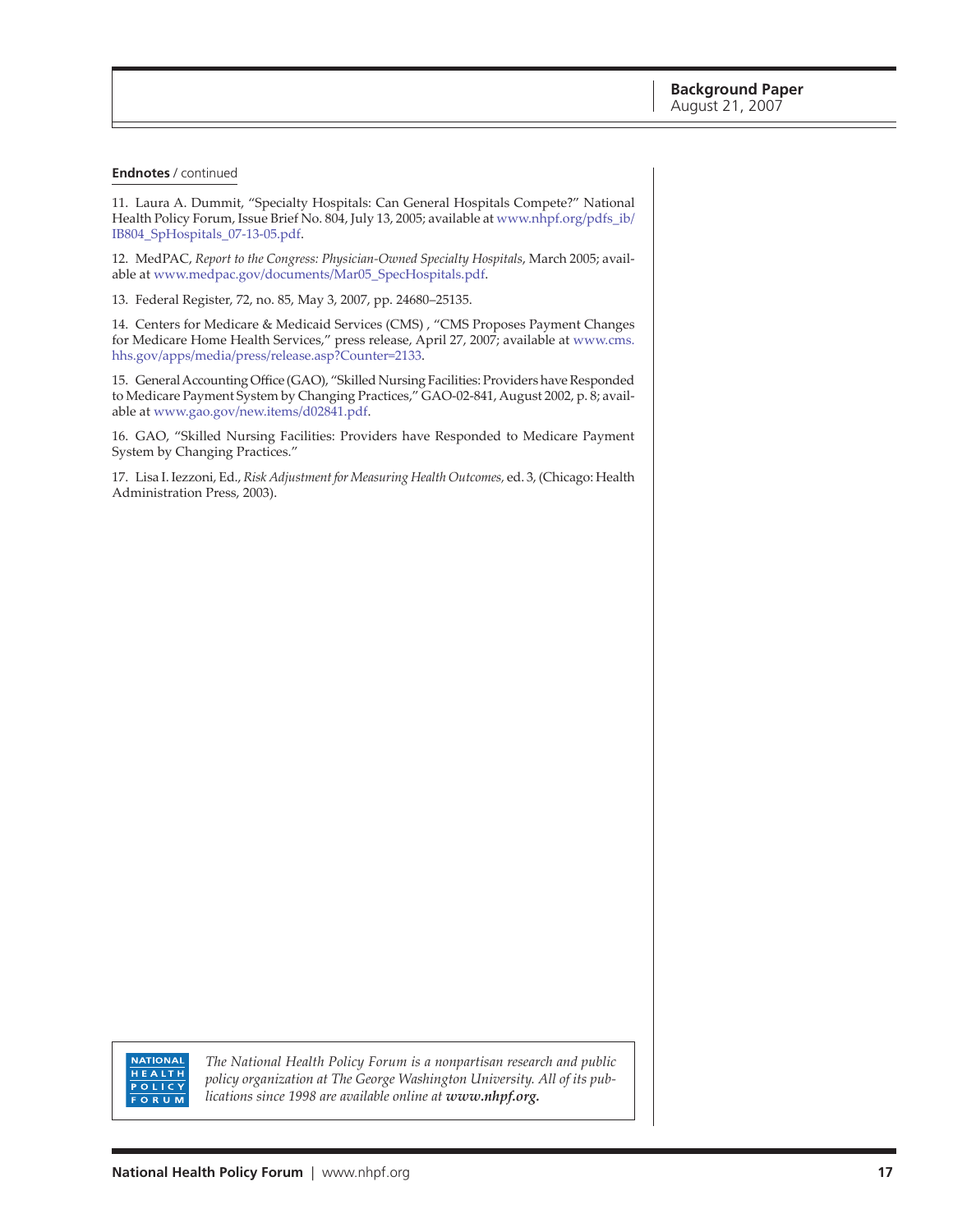**Endnotes** / continued

11. Laura A. Dummit, "Specialty Hospitals: Can General Hospitals Compete?" National Health Policy Forum, Issue Brief No. 804, July 13, 2005; available at www.nhpf.org/pdfs_ib/IB804_SpHospitals_07-13-05.pdf.

12. MedPAC, *Report to the Congress: Physician-Owned Specialty Hospitals*, March 2005; available at www.medpac.gov/documents/Mar05_SpecHospitals.pdf.

13. Federal Register, 72, no. 85, May 3, 2007, pp. 24680–25135.

14. Centers for Medicare & Medicaid Services (CMS) , "CMS Proposes Payment Changes for Medicare Home Health Services," press release, April 27, 2007; available at www.cms.hhs.gov/apps/media/press/release.asp?Counter=2133.

15. General Accounting Office (GAO), "Skilled Nursing Facilities: Providers have Responded to Medicare Payment System by Changing Practices," GAO-02-841, August 2002, p. 8; available at www.gao.gov/new.items/d02841.pdf.

16. GAO, "Skilled Nursing Facilities: Providers have Responded to Medicare Payment System by Changing Practices."

17. Lisa I. Iezzoni, Ed., *Risk Adjustment for Measuring Health Outcomes,* ed. 3, (Chicago: Health Administration Press, 2003).

NATIONAL HEALTH POLICY FORUM

*The National Health Policy Forum is a nonpartisan research and public policy organization at The George Washington University. All of its publications since 1998 are available online at **www.nhpf.org.***